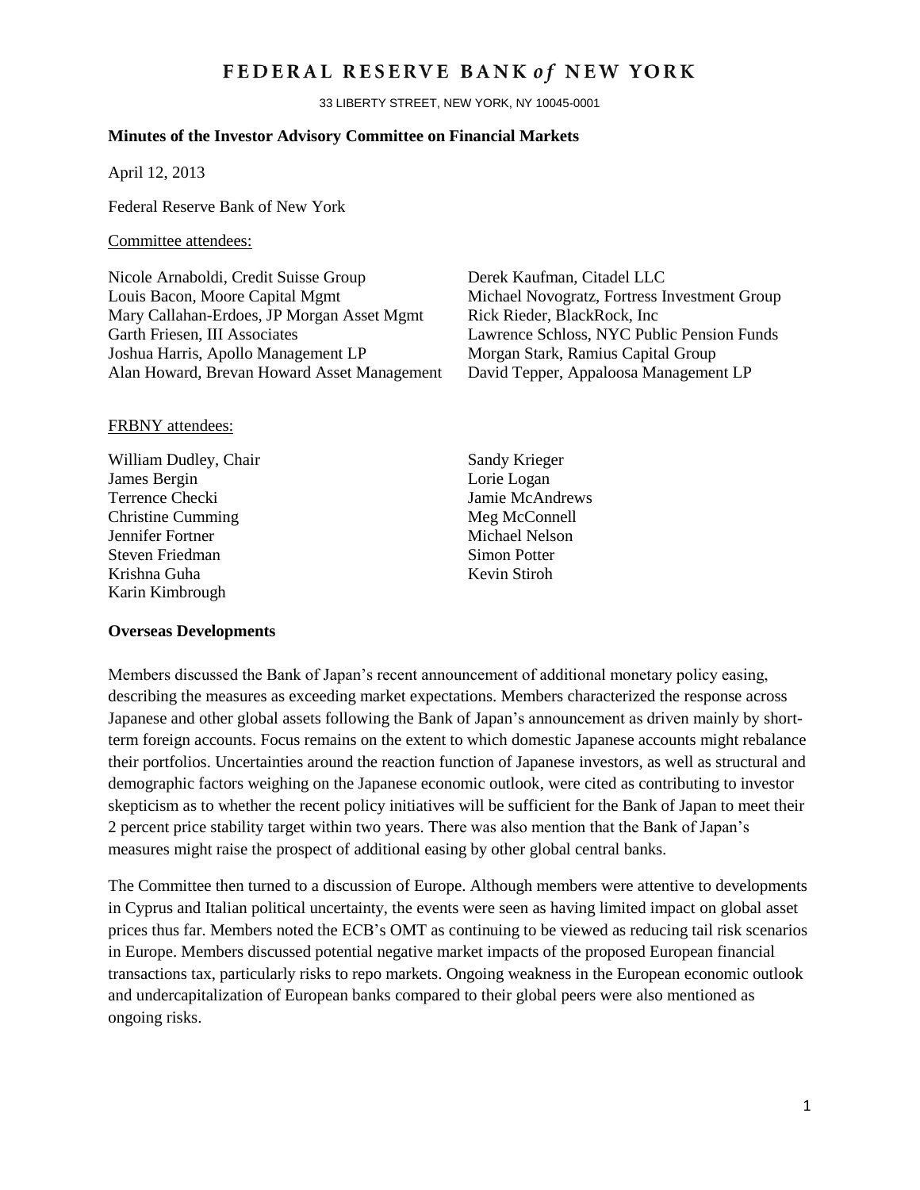# FEDERAL RESERVE BANK *of* NEW YORK

33 LIBERTY STREET, NEW YORK, NY 10045-0001

**Minutes of the Investor Advisory Committee on Financial Markets**

April 12, 2013

Federal Reserve Bank of New York

Committee attendees:

Nicole Arnaboldi, Credit Suisse Group
Louis Bacon, Moore Capital Mgmt
Mary Callahan-Erdoes, JP Morgan Asset Mgmt
Garth Friesen, III Associates
Joshua Harris, Apollo Management LP
Alan Howard, Brevan Howard Asset Management
Derek Kaufman, Citadel LLC
Michael Novogratz, Fortress Investment Group
Rick Rieder, BlackRock, Inc
Lawrence Schloss, NYC Public Pension Funds
Morgan Stark, Ramius Capital Group
David Tepper, Appaloosa Management LP

FRBNY attendees:

William Dudley, Chair
James Bergin
Terrence Checki
Christine Cumming
Jennifer Fortner
Steven Friedman
Krishna Guha
Karin Kimbrough
Sandy Krieger
Lorie Logan
Jamie McAndrews
Meg McConnell
Michael Nelson
Simon Potter
Kevin Stiroh

**Overseas Developments**

Members discussed the Bank of Japan's recent announcement of additional monetary policy easing, describing the measures as exceeding market expectations. Members characterized the response across Japanese and other global assets following the Bank of Japan's announcement as driven mainly by short-term foreign accounts. Focus remains on the extent to which domestic Japanese accounts might rebalance their portfolios. Uncertainties around the reaction function of Japanese investors, as well as structural and demographic factors weighing on the Japanese economic outlook, were cited as contributing to investor skepticism as to whether the recent policy initiatives will be sufficient for the Bank of Japan to meet their 2 percent price stability target within two years. There was also mention that the Bank of Japan's measures might raise the prospect of additional easing by other global central banks.

The Committee then turned to a discussion of Europe. Although members were attentive to developments in Cyprus and Italian political uncertainty, the events were seen as having limited impact on global asset prices thus far. Members noted the ECB's OMT as continuing to be viewed as reducing tail risk scenarios in Europe. Members discussed potential negative market impacts of the proposed European financial transactions tax, particularly risks to repo markets. Ongoing weakness in the European economic outlook and undercapitalization of European banks compared to their global peers were also mentioned as ongoing risks.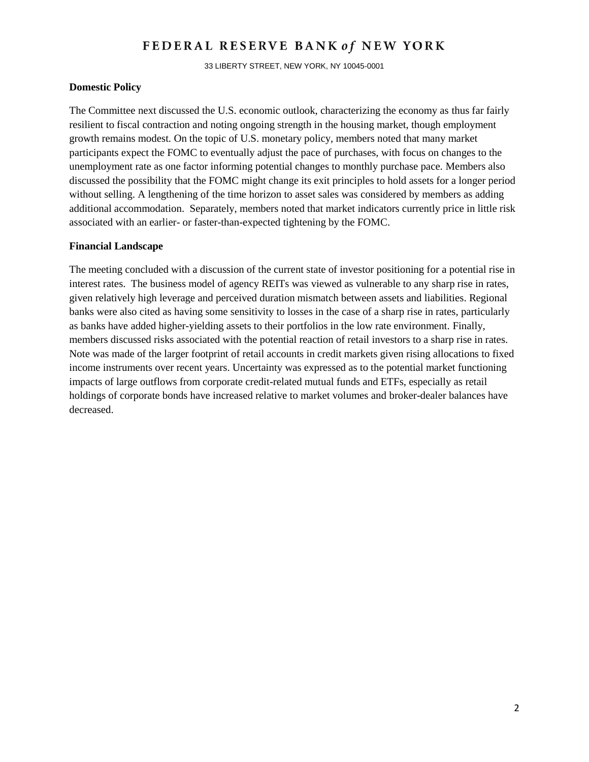FEDERAL RESERVE BANK *of* NEW YORK

33 LIBERTY STREET, NEW YORK, NY 10045-0001

**Domestic Policy**

The Committee next discussed the U.S. economic outlook, characterizing the economy as thus far fairly resilient to fiscal contraction and noting ongoing strength in the housing market, though employment growth remains modest. On the topic of U.S. monetary policy, members noted that many market participants expect the FOMC to eventually adjust the pace of purchases, with focus on changes to the unemployment rate as one factor informing potential changes to monthly purchase pace. Members also discussed the possibility that the FOMC might change its exit principles to hold assets for a longer period without selling. A lengthening of the time horizon to asset sales was considered by members as adding additional accommodation. Separately, members noted that market indicators currently price in little risk associated with an earlier- or faster-than-expected tightening by the FOMC.

**Financial Landscape**

The meeting concluded with a discussion of the current state of investor positioning for a potential rise in interest rates. The business model of agency REITs was viewed as vulnerable to any sharp rise in rates, given relatively high leverage and perceived duration mismatch between assets and liabilities. Regional banks were also cited as having some sensitivity to losses in the case of a sharp rise in rates, particularly as banks have added higher-yielding assets to their portfolios in the low rate environment. Finally, members discussed risks associated with the potential reaction of retail investors to a sharp rise in rates. Note was made of the larger footprint of retail accounts in credit markets given rising allocations to fixed income instruments over recent years. Uncertainty was expressed as to the potential market functioning impacts of large outflows from corporate credit-related mutual funds and ETFs, especially as retail holdings of corporate bonds have increased relative to market volumes and broker-dealer balances have decreased.